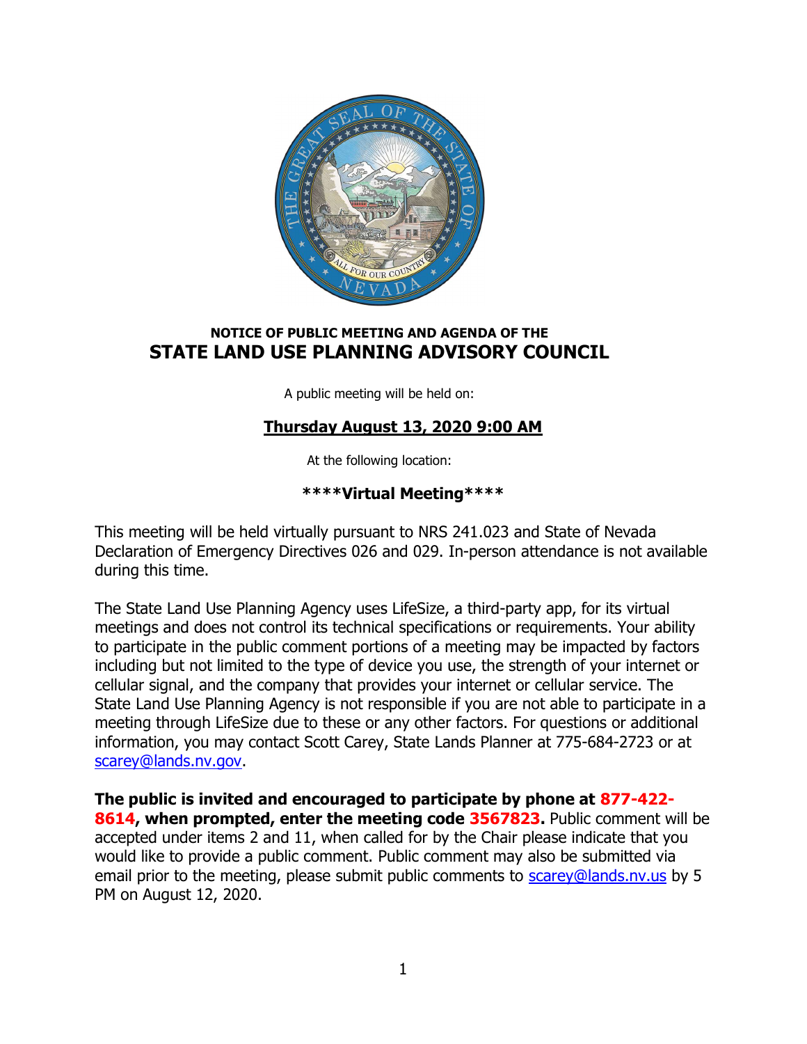NOTICE OF PUBLIC MEETING AND AGENDA OF THE

# STATE LAND USE PLANNING ADVISORY COUNCIL

A public meeting will be held on:

## Thursday August 13, 2020 9:00 AM

At the following location:

**\*\*\*\*Virtual Meeting\*\*\*\***

This meeting will be held virtually pursuant to NRS 241.023 and State of Nevada Declaration of Emergency Directives 026 and 029. In-person attendance is not available during this time.

The State Land Use Planning Agency uses LifeSize, a third-party app, for its virtual meetings and does not control its technical specifications or requirements. Your ability to participate in the public comment portions of a meeting may be impacted by factors including but not limited to the type of device you use, the strength of your internet or cellular signal, and the company that provides your internet or cellular service. The State Land Use Planning Agency is not responsible if you are not able to participate in a meeting through LifeSize due to these or any other factors. For questions or additional information, you may contact Scott Carey, State Lands Planner at 775-684-2723 or at scarey@lands.nv.gov.

**The public is invited and encouraged to participate by phone at 877-422-8614, when prompted, enter the meeting code 3567823.** Public comment will be accepted under items 2 and 11, when called for by the Chair please indicate that you would like to provide a public comment. Public comment may also be submitted via email prior to the meeting, please submit public comments to scarey@lands.nv.us by 5 PM on August 12, 2020.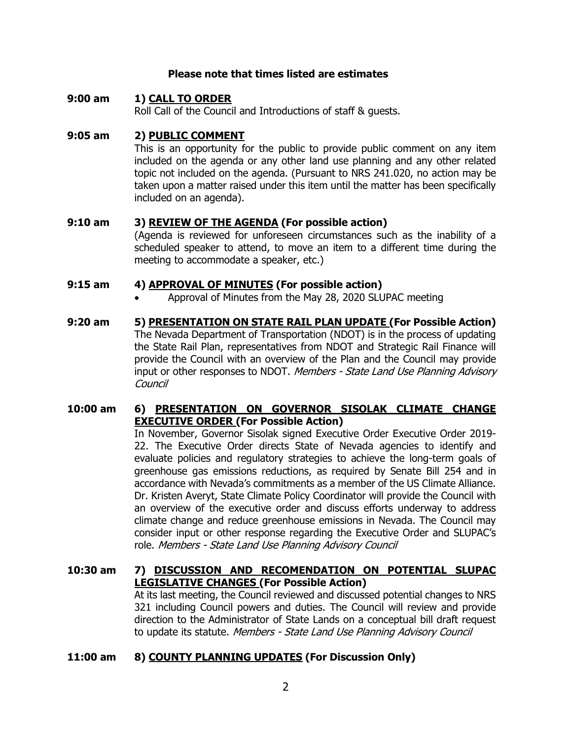**Please note that times listed are estimates**

**9:00 am** **1) CALL TO ORDER**
Roll Call of the Council and Introductions of staff & guests.

**9:05 am** **2) PUBLIC COMMENT**
This is an opportunity for the public to provide public comment on any item included on the agenda or any other land use planning and any other related topic not included on the agenda. (Pursuant to NRS 241.020, no action may be taken upon a matter raised under this item until the matter has been specifically included on an agenda).

**9:10 am** **3) REVIEW OF THE AGENDA (For possible action)**
(Agenda is reviewed for unforeseen circumstances such as the inability of a scheduled speaker to attend, to move an item to a different time during the meeting to accommodate a speaker, etc.)

**9:15 am** **4) APPROVAL OF MINUTES (For possible action)**

- Approval of Minutes from the May 28, 2020 SLUPAC meeting

**9:20 am** **5) PRESENTATION ON STATE RAIL PLAN UPDATE (For Possible Action)**
The Nevada Department of Transportation (NDOT) is in the process of updating the State Rail Plan, representatives from NDOT and Strategic Rail Finance will provide the Council with an overview of the Plan and the Council may provide input or other responses to NDOT. *Members - State Land Use Planning Advisory Council*

**10:00 am** **6) PRESENTATION ON GOVERNOR SISOLAK CLIMATE CHANGE EXECUTIVE ORDER (For Possible Action)**
In November, Governor Sisolak signed Executive Order Executive Order 2019-22. The Executive Order directs State of Nevada agencies to identify and evaluate policies and regulatory strategies to achieve the long-term goals of greenhouse gas emissions reductions, as required by Senate Bill 254 and in accordance with Nevada's commitments as a member of the US Climate Alliance. Dr. Kristen Averyt, State Climate Policy Coordinator will provide the Council with an overview of the executive order and discuss efforts underway to address climate change and reduce greenhouse emissions in Nevada. The Council may consider input or other response regarding the Executive Order and SLUPAC's role. *Members - State Land Use Planning Advisory Council*

**10:30 am** **7) DISCUSSION AND RECOMENDATION ON POTENTIAL SLUPAC LEGISLATIVE CHANGES (For Possible Action)**
At its last meeting, the Council reviewed and discussed potential changes to NRS 321 including Council powers and duties. The Council will review and provide direction to the Administrator of State Lands on a conceptual bill draft request to update its statute. *Members - State Land Use Planning Advisory Council*

**11:00 am** **8) COUNTY PLANNING UPDATES (For Discussion Only)**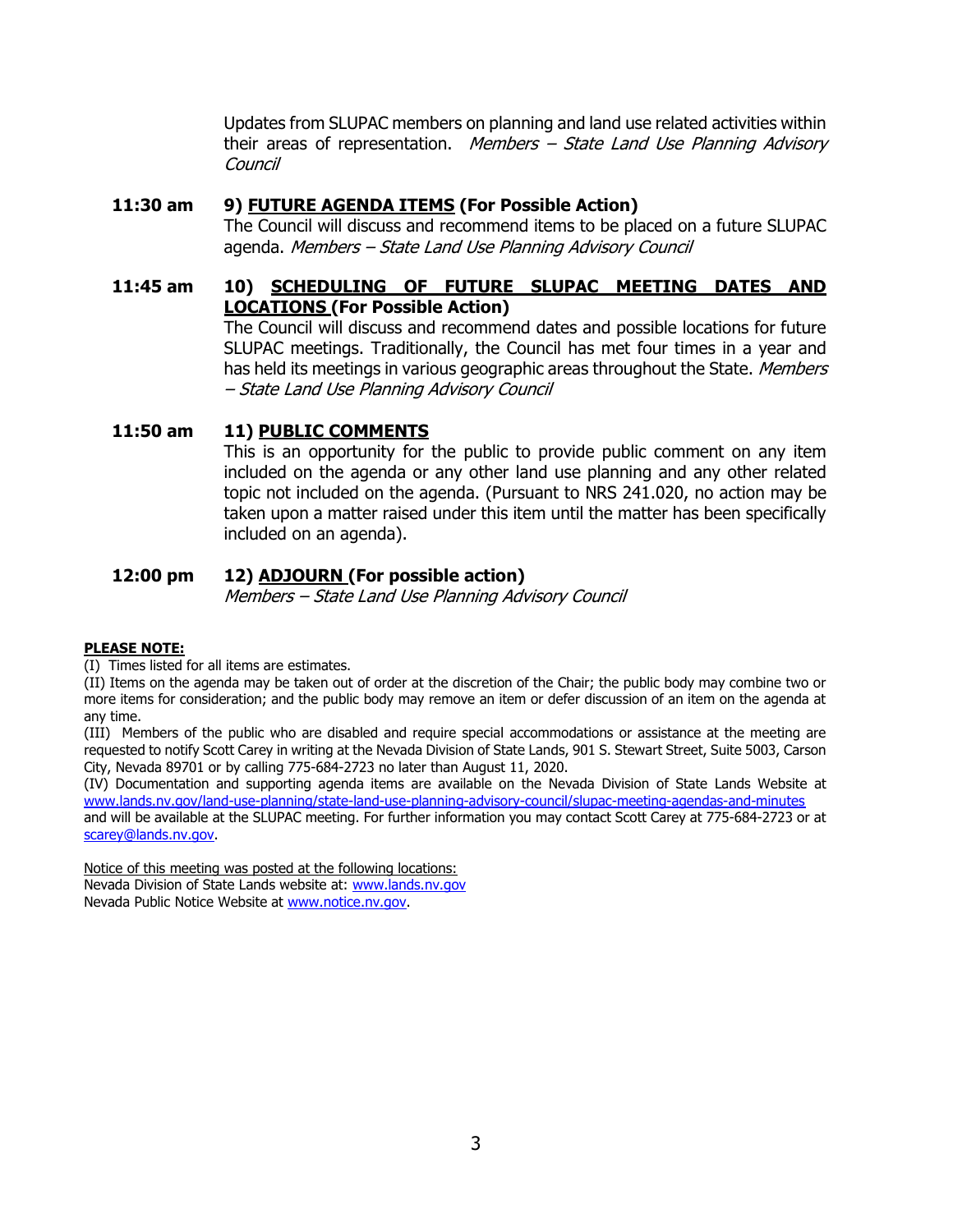Updates from SLUPAC members on planning and land use related activities within their areas of representation. *Members – State Land Use Planning Advisory Council*

**11:30 am** **9) <u>FUTURE AGENDA ITEMS</u> (For Possible Action)**
The Council will discuss and recommend items to be placed on a future SLUPAC agenda. *Members – State Land Use Planning Advisory Council*

**11:45 am** **10) <u>SCHEDULING OF FUTURE SLUPAC MEETING DATES AND LOCATIONS</u> (For Possible Action)**
The Council will discuss and recommend dates and possible locations for future SLUPAC meetings. Traditionally, the Council has met four times in a year and has held its meetings in various geographic areas throughout the State. *Members – State Land Use Planning Advisory Council*

**11:50 am** **11) <u>PUBLIC COMMENTS</u>**
This is an opportunity for the public to provide public comment on any item included on the agenda or any other land use planning and any other related topic not included on the agenda. (Pursuant to NRS 241.020, no action may be taken upon a matter raised under this item until the matter has been specifically included on an agenda).

**12:00 pm** **12) <u>ADJOURN</u> (For possible action)**
*Members – State Land Use Planning Advisory Council*

**<u>PLEASE NOTE:</u>**

(I) Times listed for all items are estimates.

(II) Items on the agenda may be taken out of order at the discretion of the Chair; the public body may combine two or more items for consideration; and the public body may remove an item or defer discussion of an item on the agenda at any time.

(III) Members of the public who are disabled and require special accommodations or assistance at the meeting are requested to notify Scott Carey in writing at the Nevada Division of State Lands, 901 S. Stewart Street, Suite 5003, Carson City, Nevada 89701 or by calling 775-684-2723 no later than August 11, 2020.

(IV) Documentation and supporting agenda items are available on the Nevada Division of State Lands Website at www.lands.nv.gov/land-use-planning/state-land-use-planning-advisory-council/slupac-meeting-agendas-and-minutes and will be available at the SLUPAC meeting. For further information you may contact Scott Carey at 775-684-2723 or at scarey@lands.nv.gov.

<u>Notice of this meeting was posted at the following locations:</u>
Nevada Division of State Lands website at: www.lands.nv.gov
Nevada Public Notice Website at www.notice.nv.gov.